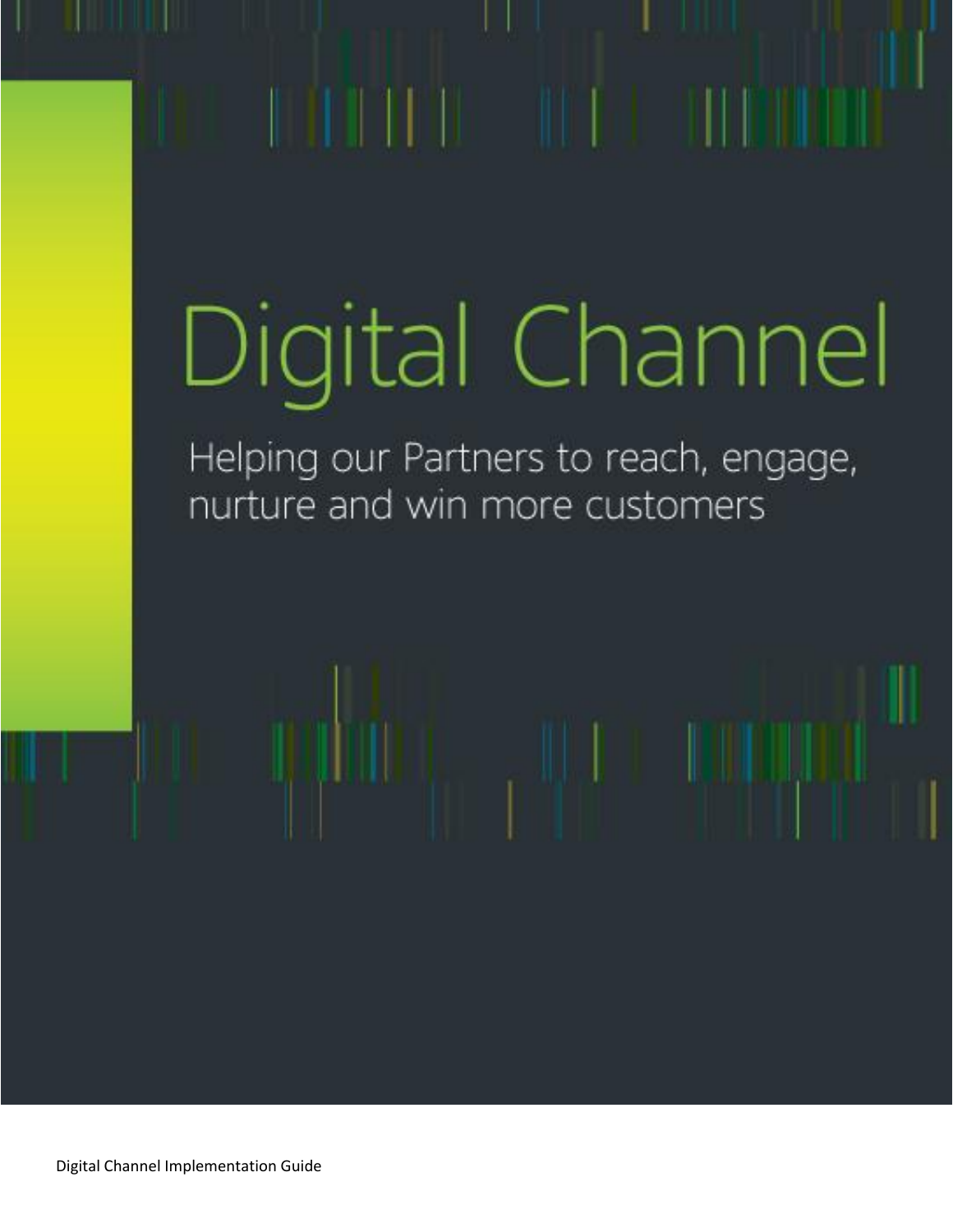# Digital Channel

Helping our Partners to reach, engage, nurture and win more customers

Digital Channel Implementation Guide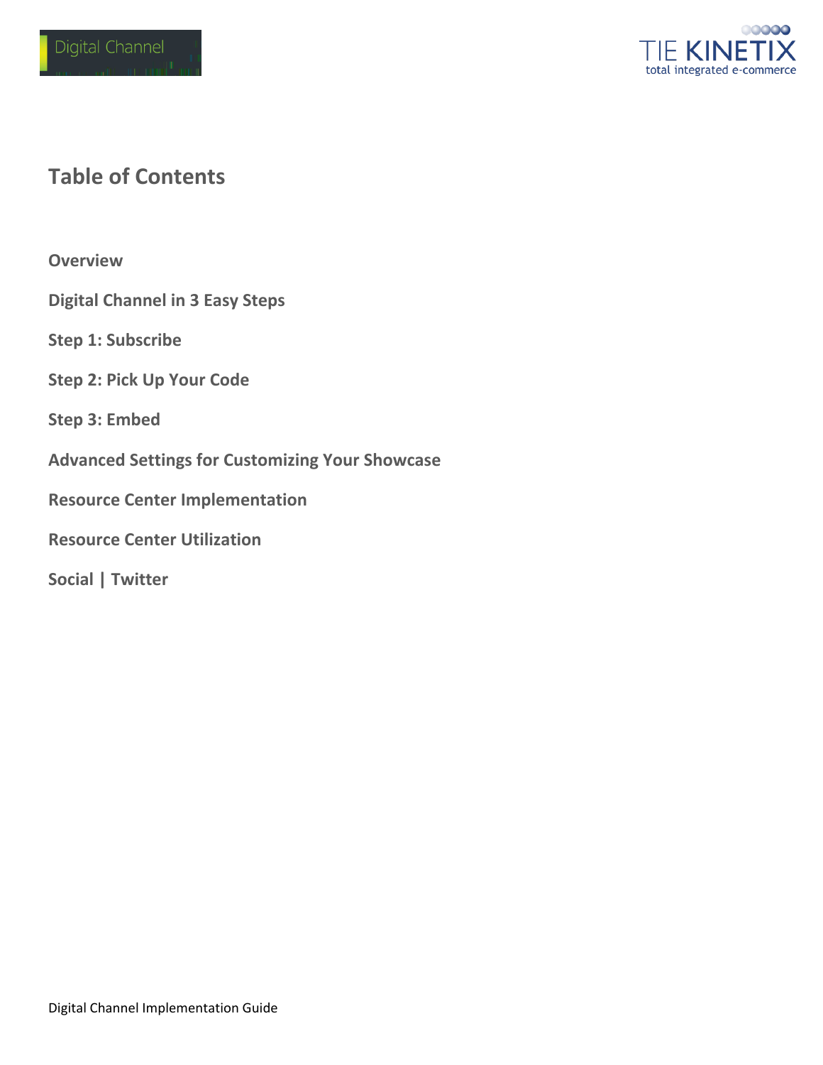# Table of Contents

**Overview**

**Digital Channel in 3 Easy Steps**

**Step 1: Subscribe**

**Step 2: Pick Up Your Code**

**Step 3: Embed**

**Advanced Settings for Customizing Your Showcase**

**Resource Center Implementation**

**Resource Center Utilization**

**Social | Twitter**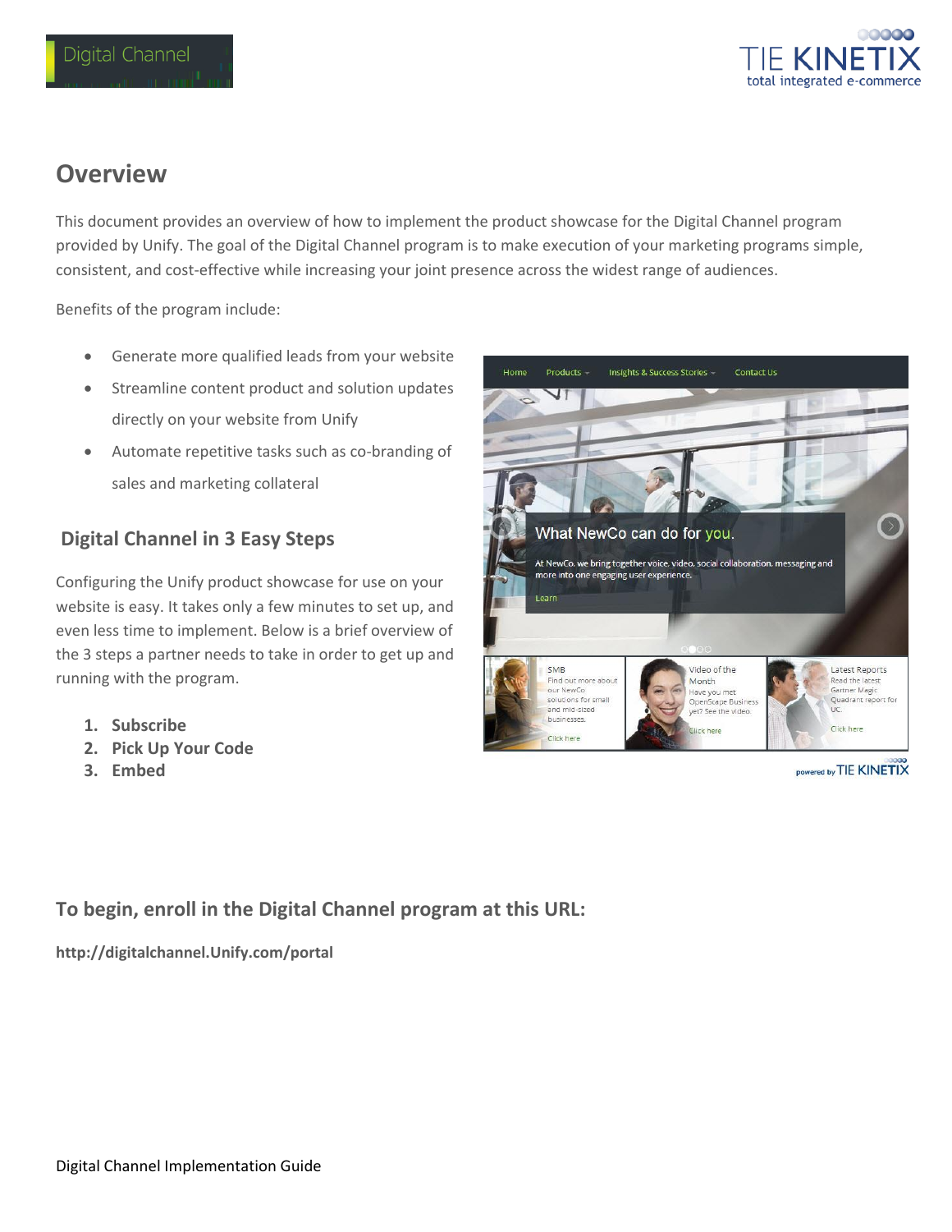## Overview

This document provides an overview of how to implement the product showcase for the Digital Channel program provided by Unify. The goal of the Digital Channel program is to make execution of your marketing programs simple, consistent, and cost-effective while increasing your joint presence across the widest range of audiences.

Benefits of the program include:

- Generate more qualified leads from your website
- Streamline content product and solution updates directly on your website from Unify
- Automate repetitive tasks such as co-branding of sales and marketing collateral

### Digital Channel in 3 Easy Steps

Configuring the Unify product showcase for use on your website is easy. It takes only a few minutes to set up, and even less time to implement. Below is a brief overview of the 3 steps a partner needs to take in order to get up and running with the program.

1. **Subscribe**
2. **Pick Up Your Code**
3. **Embed**

### To begin, enroll in the Digital Channel program at this URL:

**http://digitalchannel.Unify.com/portal**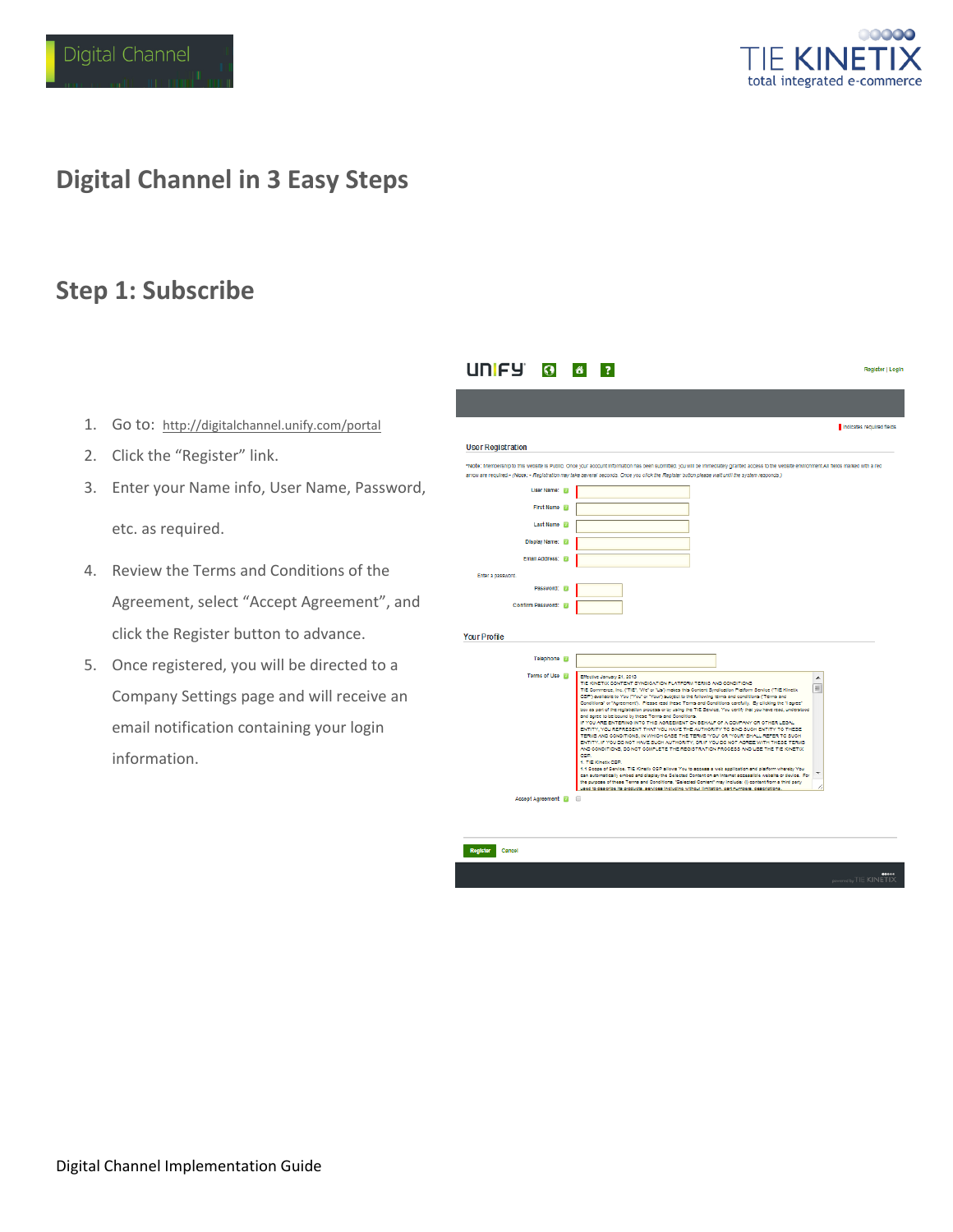# Digital Channel in 3 Easy Steps

## Step 1: Subscribe

1. Go to: http://digitalchannel.unify.com/portal
2. Click the "Register" link.
3. Enter your Name info, User Name, Password, etc. as required.
4. Review the Terms and Conditions of the Agreement, select "Accept Agreement", and click the Register button to advance.
5. Once registered, you will be directed to a Company Settings page and will receive an email notification containing your login information.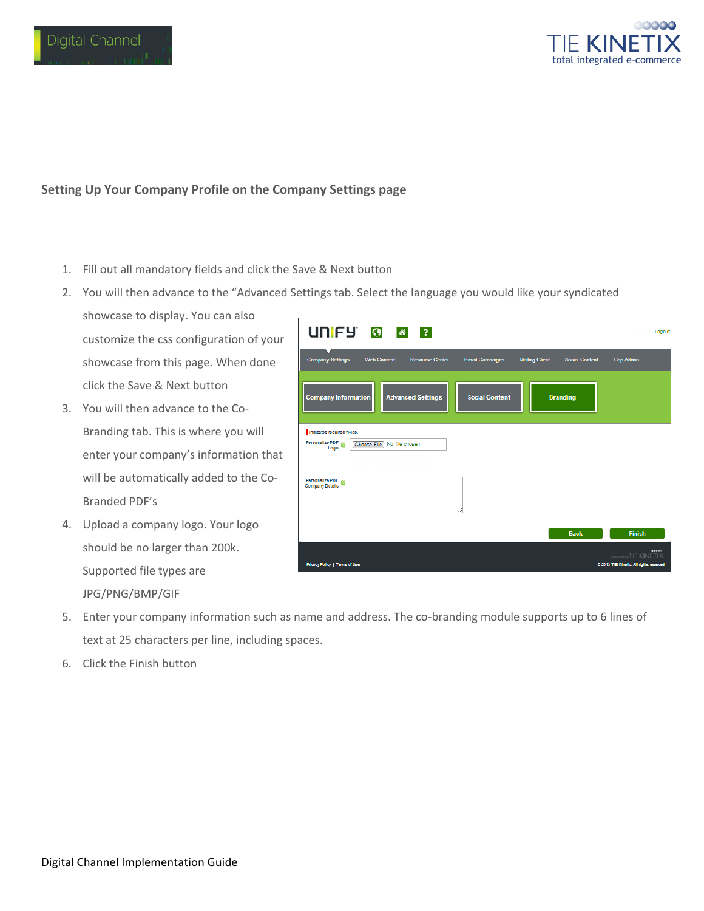## Setting Up Your Company Profile on the Company Settings page

1. Fill out all mandatory fields and click the Save & Next button
2. You will then advance to the "Advanced Settings tab. Select the language you would like your syndicated showcase to display. You can also customize the css configuration of your showcase from this page. When done click the Save & Next button
3. You will then advance to the Co-Branding tab. This is where you will enter your company's information that will be automatically added to the Co-Branded PDF's
4. Upload a company logo. Your logo should be no larger than 200k. Supported file types are JPG/PNG/BMP/GIF
5. Enter your company information such as name and address. The co-branding module supports up to 6 lines of text at 25 characters per line, including spaces.
6. Click the Finish button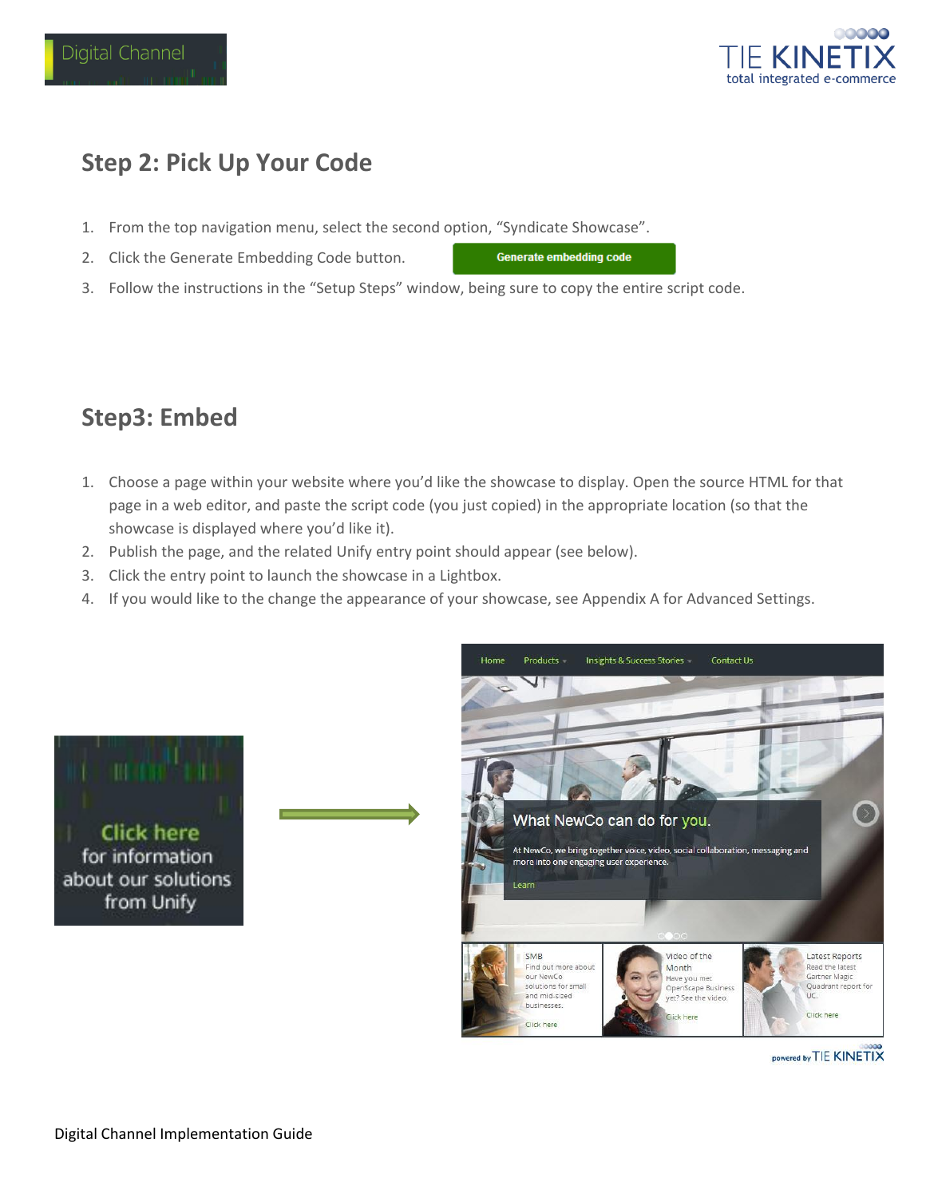## Step 2: Pick Up Your Code

1. From the top navigation menu, select the second option, “Syndicate Showcase”.
2. Click the Generate Embedding Code button.
3. Follow the instructions in the “Setup Steps” window, being sure to copy the entire script code.

## Step3: Embed

1. Choose a page within your website where you’d like the showcase to display. Open the source HTML for that page in a web editor, and paste the script code (you just copied) in the appropriate location (so that the showcase is displayed where you’d like it).
2. Publish the page, and the related Unify entry point should appear (see below).
3. Click the entry point to launch the showcase in a Lightbox.
4. If you would like to the change the appearance of your showcase, see Appendix A for Advanced Settings.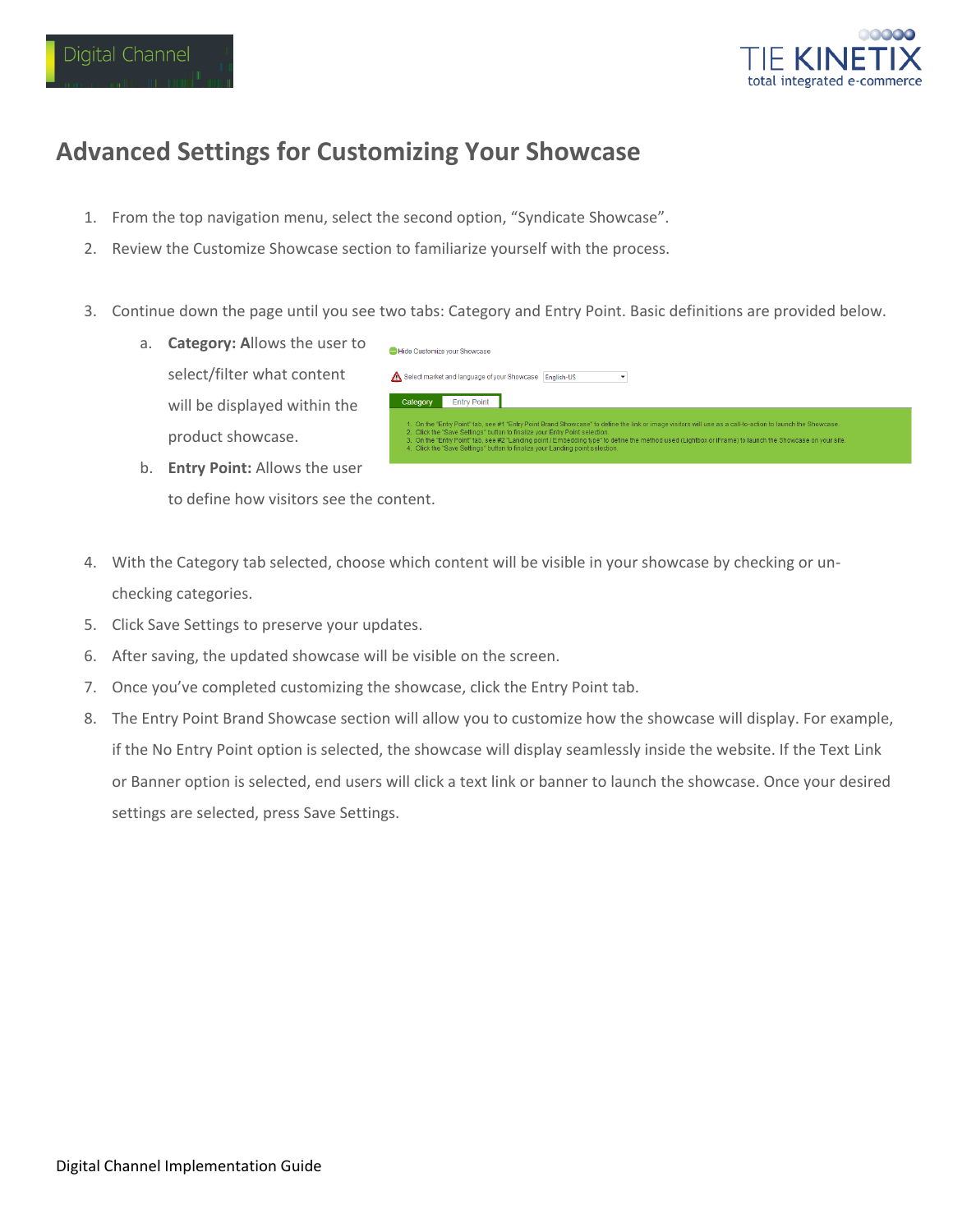# Advanced Settings for Customizing Your Showcase

1. From the top navigation menu, select the second option, “Syndicate Showcase”.
2. Review the Customize Showcase section to familiarize yourself with the process.
3. Continue down the page until you see two tabs: Category and Entry Point. Basic definitions are provided below.
   a. **Category: A**llows the user to select/filter what content will be displayed within the product showcase.
   b. **Entry Point:** Allows the user to define how visitors see the content.
4. With the Category tab selected, choose which content will be visible in your showcase by checking or un-checking categories.
5. Click Save Settings to preserve your updates.
6. After saving, the updated showcase will be visible on the screen.
7. Once you’ve completed customizing the showcase, click the Entry Point tab.
8. The Entry Point Brand Showcase section will allow you to customize how the showcase will display. For example, if the No Entry Point option is selected, the showcase will display seamlessly inside the website. If the Text Link or Banner option is selected, end users will click a text link or banner to launch the showcase. Once your desired settings are selected, press Save Settings.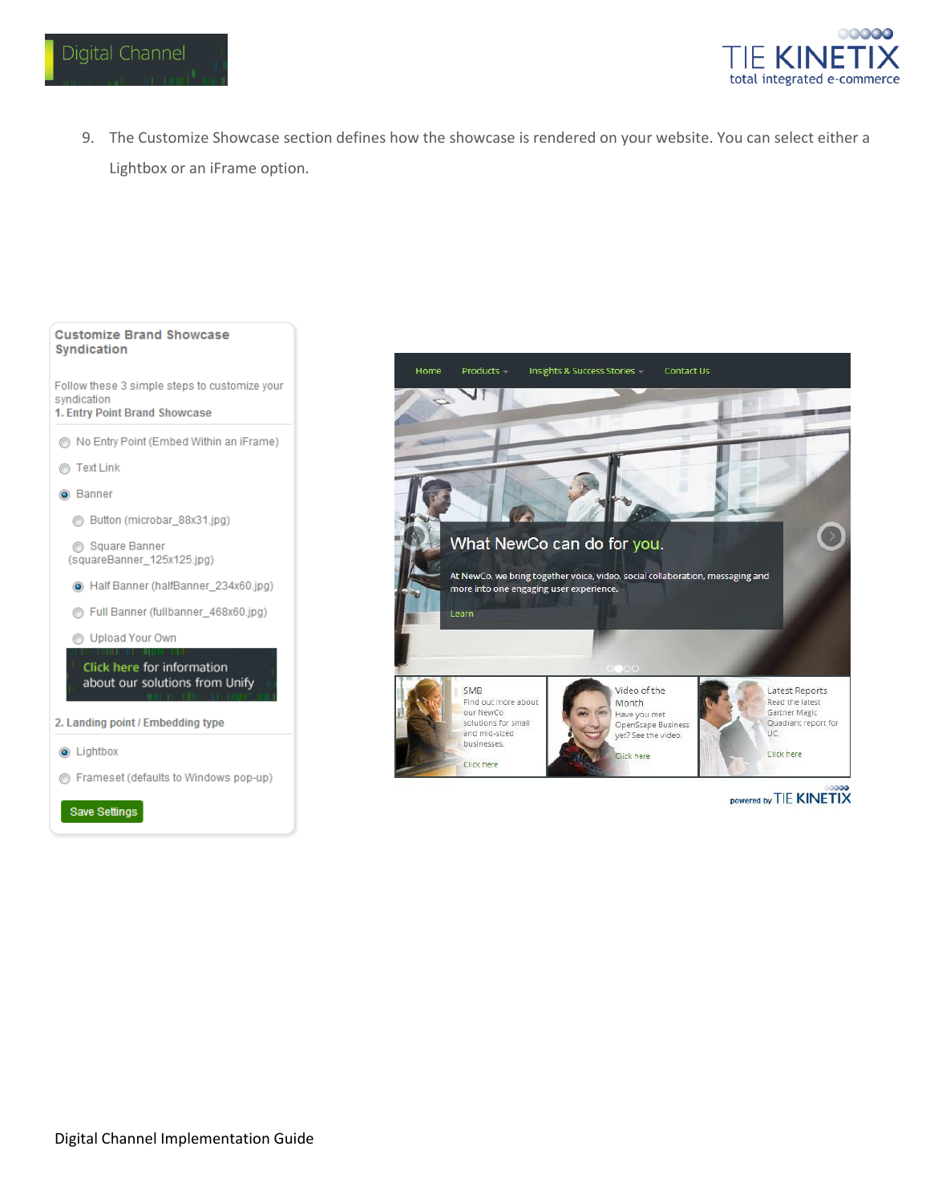9. The Customize Showcase section defines how the showcase is rendered on your website. You can select either a Lightbox or an iFrame option.

**Customize Brand Showcase Syndication**

Follow these 3 simple steps to customize your syndication

**1. Entry Point Brand Showcase**

- No Entry Point (Embed Within an iFrame)
- Text Link
- Banner
  - Button (microbar_88x31.jpg)
  - Square Banner (squareBanner_125x125.jpg)
  - Half Banner (halfBanner_234x60.jpg)
  - Full Banner (fullbanner_468x60.jpg)
  - Upload Your Own

Click here for information about our solutions from Unify

**2. Landing point / Embedding type**

- Lightbox
- Frameset (defaults to Windows pop-up)

Save Settings

Home | Products | Insights & Success Stories | Contact Us

What NewCo can do for you.

At NewCo, we bring together voice, video, social collaboration, messaging and more into one engaging user experience.

Learn

SMB
Find out more about our NewCo solutions for small and mid-sized businesses.
Click here

Video of the Month
Have you met OpenScape Business yet? See the video.
Click here

Latest Reports
Read the latest Gartner Magic Quadrant report for UC.
Click here

powered by TIE KINETIX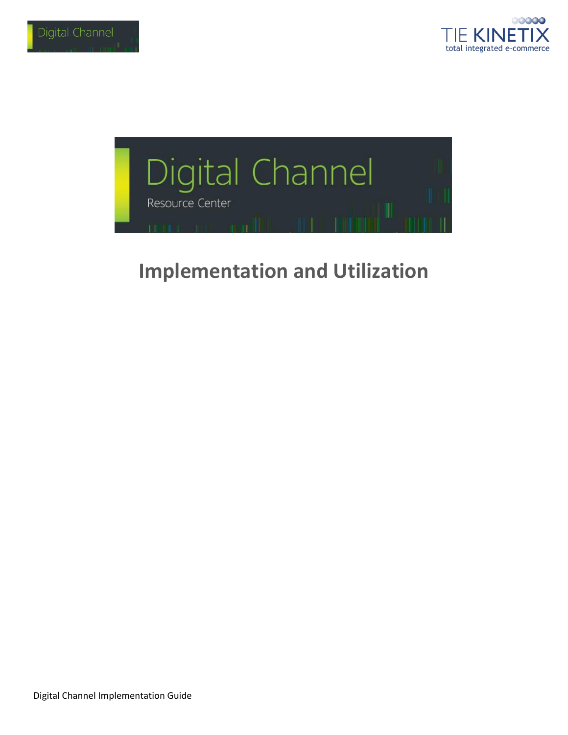# Implementation and Utilization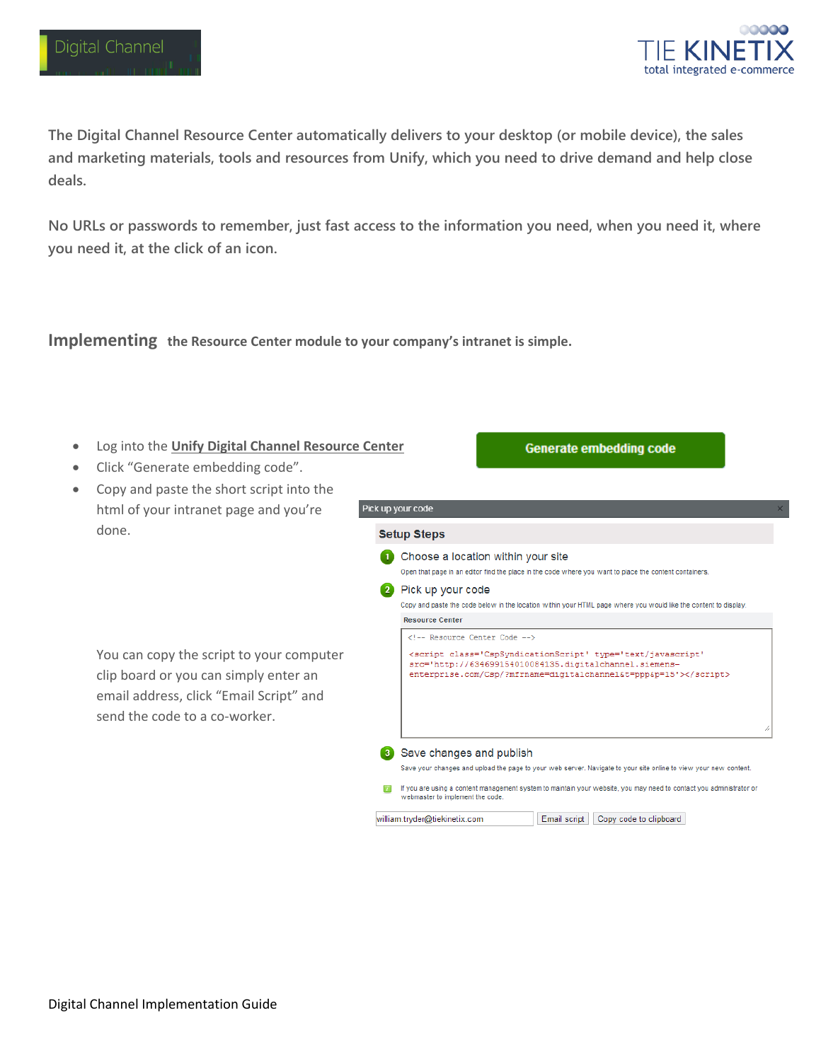The Digital Channel Resource Center automatically delivers to your desktop (or mobile device), the sales and marketing materials, tools and resources from Unify, which you need to drive demand and help close deals.

No URLs or passwords to remember, just fast access to the information you need, when you need it, where you need it, at the click of an icon.

## Implementing the Resource Center module to your company's intranet is simple.

- Log into the **Unify Digital Channel Resource Center**
- Click "Generate embedding code".
- Copy and paste the short script into the html of your intranet page and you're done.

Generate embedding code

Pick up your code

**Setup Steps**

1. Choose a location within your site
   Open that page in an editor find the place in the code where you want to place the content containers.
2. Pick up your code
   Copy and paste the code below in the location within your HTML page where you would like the content to display.

Resource Center

```
<!-- Resource Center Code -->

<script class='CspSyndicationScript' type='text/javascript' src='http://634699154010084135.digitalchannel.siemens-enterprise.com/Csp/?mfrname=digitalchannel&t=ppp&p=15'></script>
```

3. Save changes and publish
   Save your changes and upload the page to your web server. Navigate to your site online to view your new content.

If you are using a content management system to maintain your website, you may need to contact you administrator or webmaster to implement the code.

william.tryder@tiekinetix.com | Email script | Copy code to clipboard

You can copy the script to your computer clip board or you can simply enter an email address, click "Email Script" and send the code to a co-worker.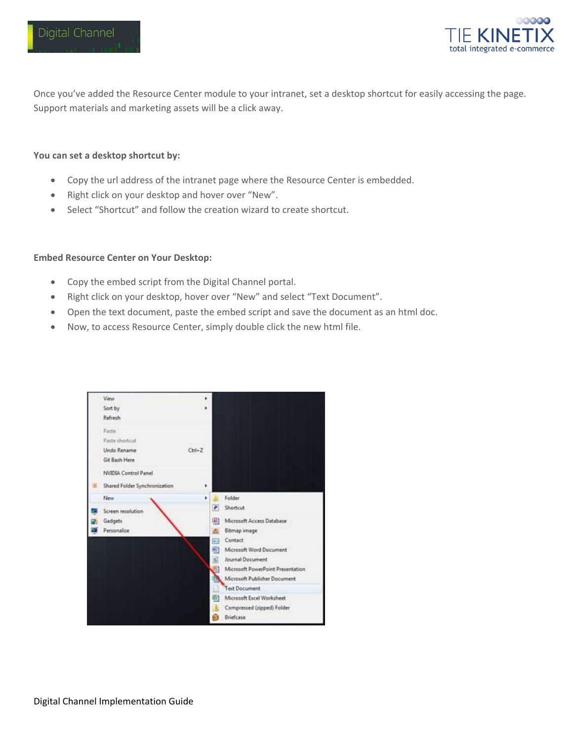Once you've added the Resource Center module to your intranet, set a desktop shortcut for easily accessing the page. Support materials and marketing assets will be a click away.

**You can set a desktop shortcut by:**

- Copy the url address of the intranet page where the Resource Center is embedded.
- Right click on your desktop and hover over "New".
- Select "Shortcut" and follow the creation wizard to create shortcut.

**Embed Resource Center on Your Desktop:**

- Copy the embed script from the Digital Channel portal.
- Right click on your desktop, hover over "New" and select "Text Document".
- Open the text document, paste the embed script and save the document as an html doc.
- Now, to access Resource Center, simply double click the new html file.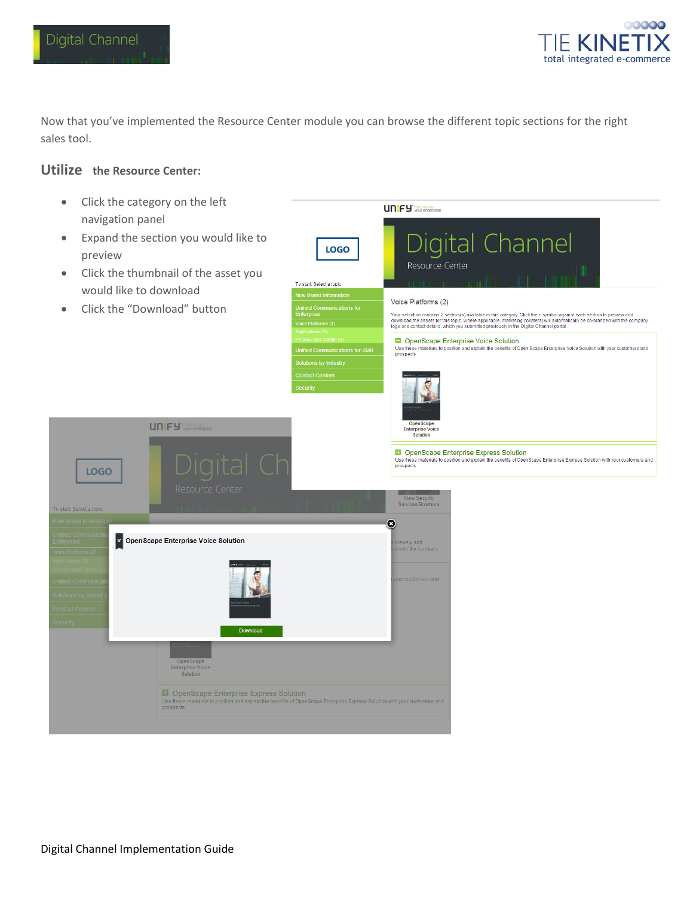Now that you've implemented the Resource Center module you can browse the different topic sections for the right sales tool.

## Utilize the Resource Center:

- Click the category on the left navigation panel
- Expand the section you would like to preview
- Click the thumbnail of the asset you would like to download
- Click the "Download" button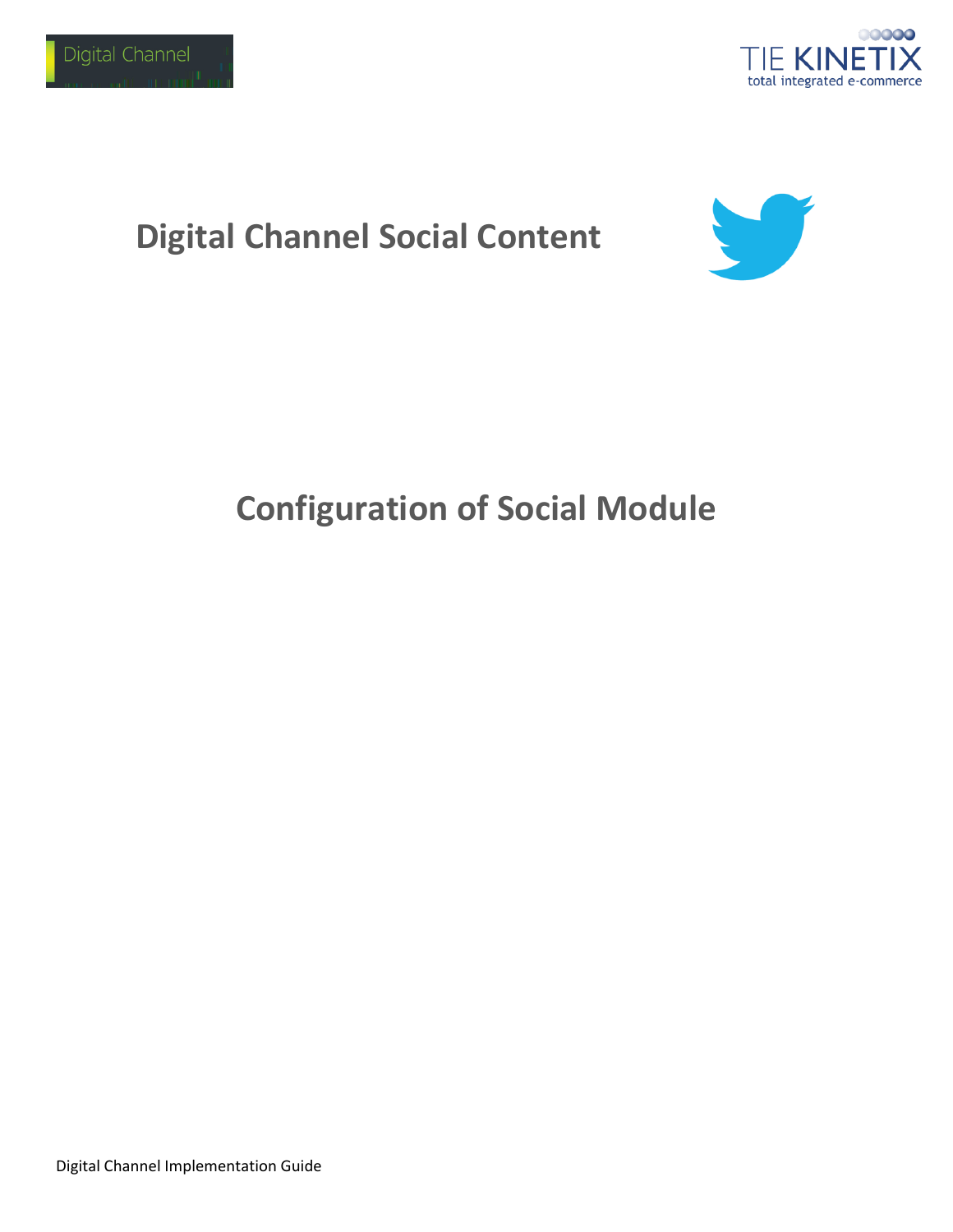# Digital Channel Social Content

# Configuration of Social Module

Digital Channel Implementation Guide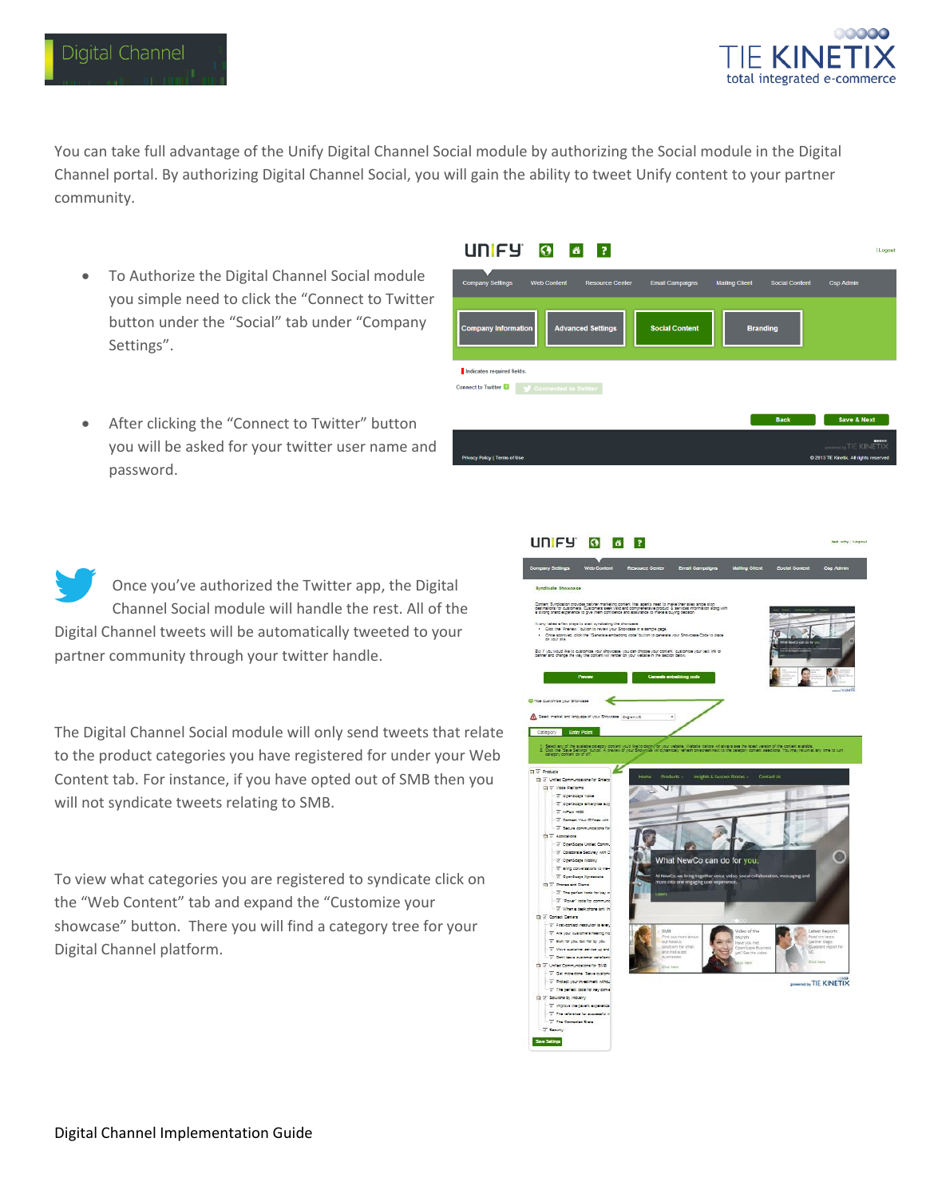You can take full advantage of the Unify Digital Channel Social module by authorizing the Social module in the Digital Channel portal. By authorizing Digital Channel Social, you will gain the ability to tweet Unify content to your partner community.

- To Authorize the Digital Channel Social module you simple need to click the “Connect to Twitter button under the “Social” tab under “Company Settings”.

- After clicking the “Connect to Twitter” button you will be asked for your twitter user name and password.

Once you’ve authorized the Twitter app, the Digital Channel Social module will handle the rest. All of the Digital Channel tweets will be automatically tweeted to your partner community through your twitter handle.

The Digital Channel Social module will only send tweets that relate to the product categories you have registered for under your Web Content tab. For instance, if you have opted out of SMB then you will not syndicate tweets relating to SMB.

To view what categories you are registered to syndicate click on the “Web Content” tab and expand the “Customize your showcase” button. There you will find a category tree for your Digital Channel platform.